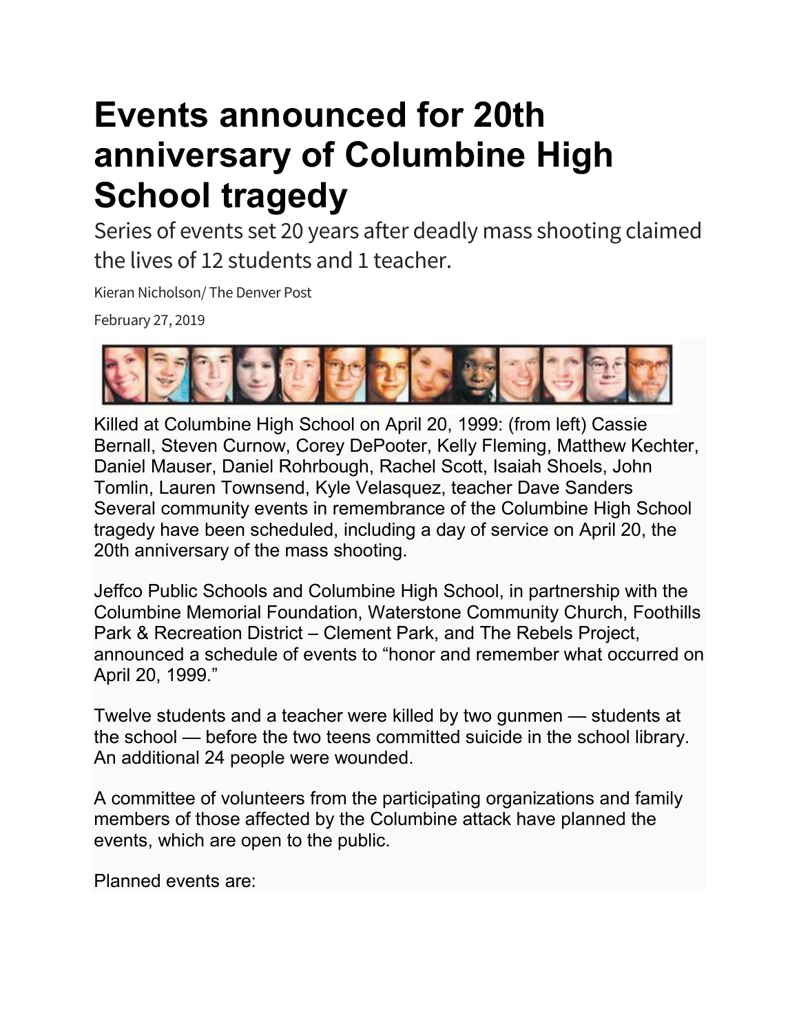# Events announced for 20th anniversary of Columbine High School tragedy

Series of events set 20 years after deadly mass shooting claimed the lives of 12 students and 1 teacher.

Kieran Nicholson/ The Denver Post

February 27, 2019

Killed at Columbine High School on April 20, 1999: (from left) Cassie Bernall, Steven Curnow, Corey DePooter, Kelly Fleming, Matthew Kechter, Daniel Mauser, Daniel Rohrbough, Rachel Scott, Isaiah Shoels, John Tomlin, Lauren Townsend, Kyle Velasquez, teacher Dave Sanders

Several community events in remembrance of the Columbine High School tragedy have been scheduled, including a day of service on April 20, the 20th anniversary of the mass shooting.

Jeffco Public Schools and Columbine High School, in partnership with the Columbine Memorial Foundation, Waterstone Community Church, Foothills Park & Recreation District – Clement Park, and The Rebels Project, announced a schedule of events to "honor and remember what occurred on April 20, 1999."

Twelve students and a teacher were killed by two gunmen — students at the school — before the two teens committed suicide in the school library. An additional 24 people were wounded.

A committee of volunteers from the participating organizations and family members of those affected by the Columbine attack have planned the events, which are open to the public.

Planned events are: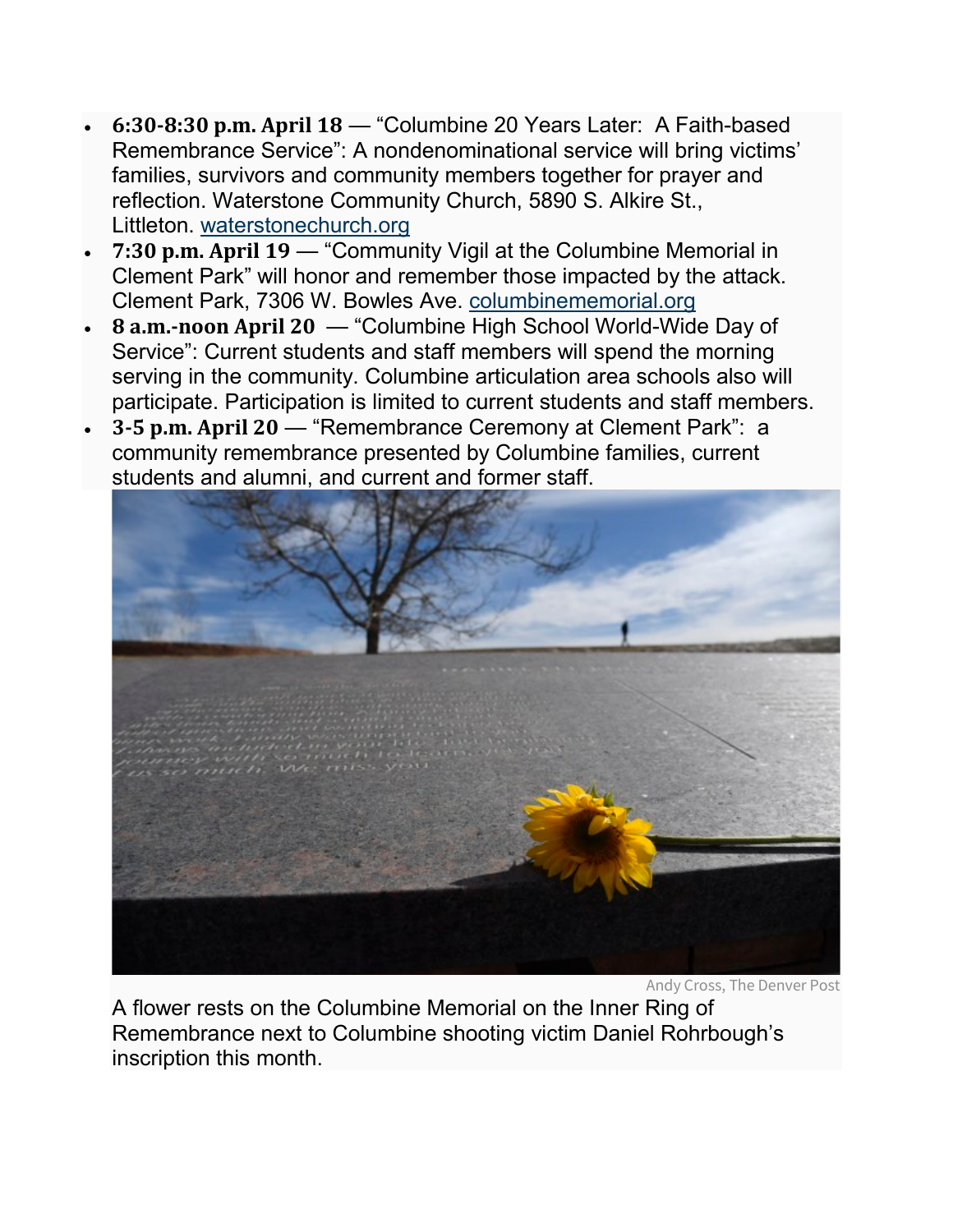- **6:30-8:30 p.m. April 18** — "Columbine 20 Years Later: A Faith-based Remembrance Service": A nondenominational service will bring victims' families, survivors and community members together for prayer and reflection. Waterstone Community Church, 5890 S. Alkire St., Littleton. waterstonechurch.org
- **7:30 p.m. April 19** — "Community Vigil at the Columbine Memorial in Clement Park" will honor and remember those impacted by the attack. Clement Park, 7306 W. Bowles Ave. columbinememorial.org
- **8 a.m.-noon April 20** — "Columbine High School World-Wide Day of Service": Current students and staff members will spend the morning serving in the community. Columbine articulation area schools also will participate. Participation is limited to current students and staff members.
- **3-5 p.m. April 20** — "Remembrance Ceremony at Clement Park": a community remembrance presented by Columbine families, current students and alumni, and current and former staff.

Andy Cross, The Denver Post

A flower rests on the Columbine Memorial on the Inner Ring of Remembrance next to Columbine shooting victim Daniel Rohrbough's inscription this month.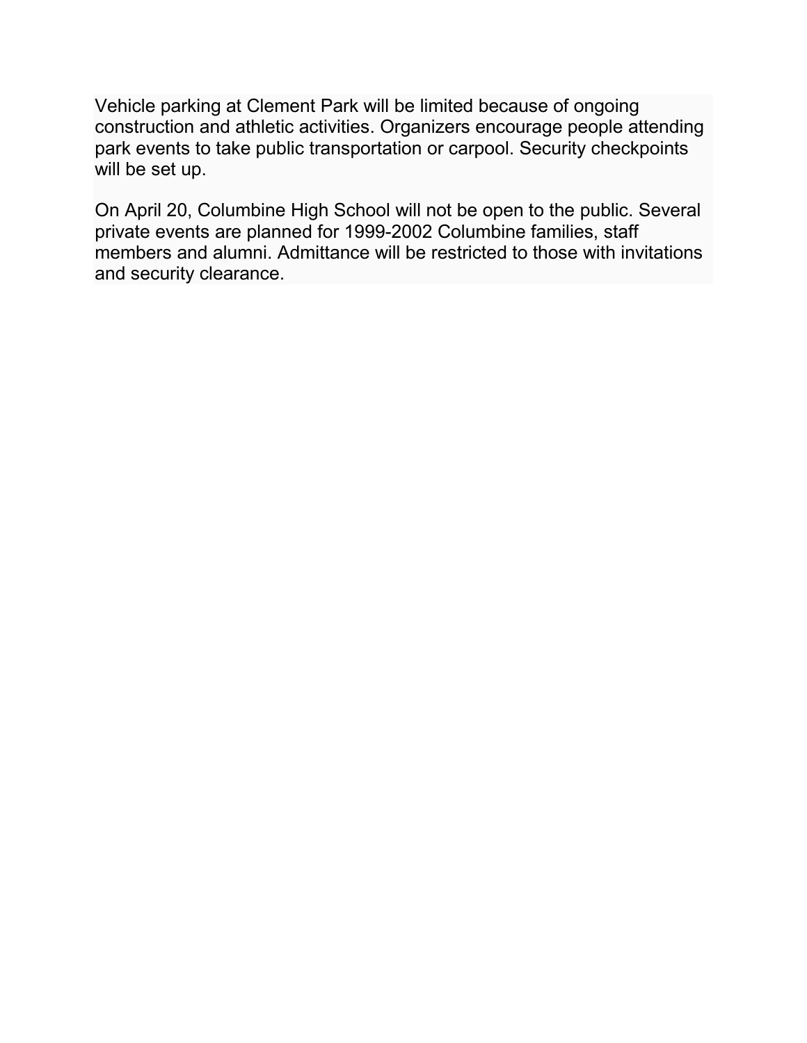Vehicle parking at Clement Park will be limited because of ongoing construction and athletic activities. Organizers encourage people attending park events to take public transportation or carpool. Security checkpoints will be set up.

On April 20, Columbine High School will not be open to the public. Several private events are planned for 1999-2002 Columbine families, staff members and alumni. Admittance will be restricted to those with invitations and security clearance.